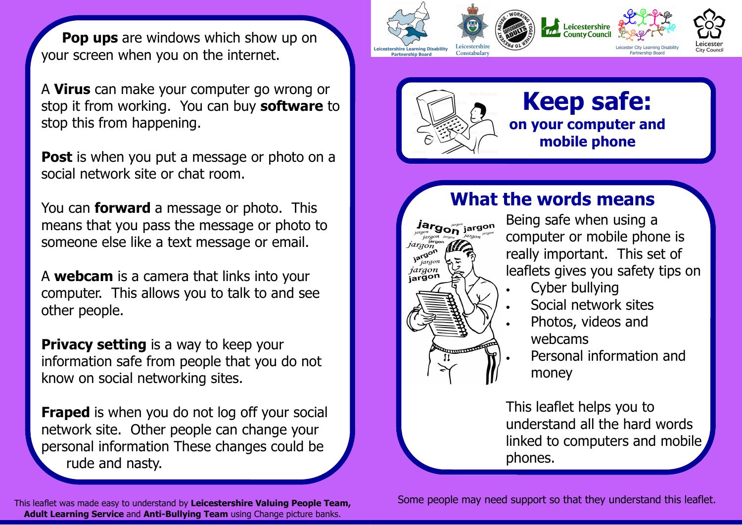**Pop ups** are windows which show up on your screen when you on the internet.

A **Virus** can make your computer go wrong or stop it from working. You can buy **software** to stop this from happening.

**Post** is when you put a message or photo on a social network site or chat room.

You can **forward** a message or photo. This means that you pass the message or photo to someone else like a text message or email.

A **webcam** is a camera that links into your computer. This allows you to talk to and see other people.

**Privacy setting** is a way to keep your information safe from people that you do not know on social networking sites.

**Fraped** is when you do not log off your social network site. Other people can change your personal information These changes could be rude and nasty.

This leaflet was made easy to understand by **Leicestershire Valuing People Team, Adult Learning Service** and **Anti-Bullying Team** using Change picture banks.

Leicestershire Learning Disability Partnership Board · Leicestershire Constabulary · Leicestershire County Council · Leicester City Learning Disability Partnership Board · Leicester City Council

# Keep safe:

## on your computer and mobile phone

## What the words means

Being safe when using a computer or mobile phone is really important. This set of leaflets gives you safety tips on

- Cyber bullying
- Social network sites
- Photos, videos and webcams
- Personal information and money

This leaflet helps you to understand all the hard words linked to computers and mobile phones.

Some people may need support so that they understand this leaflet.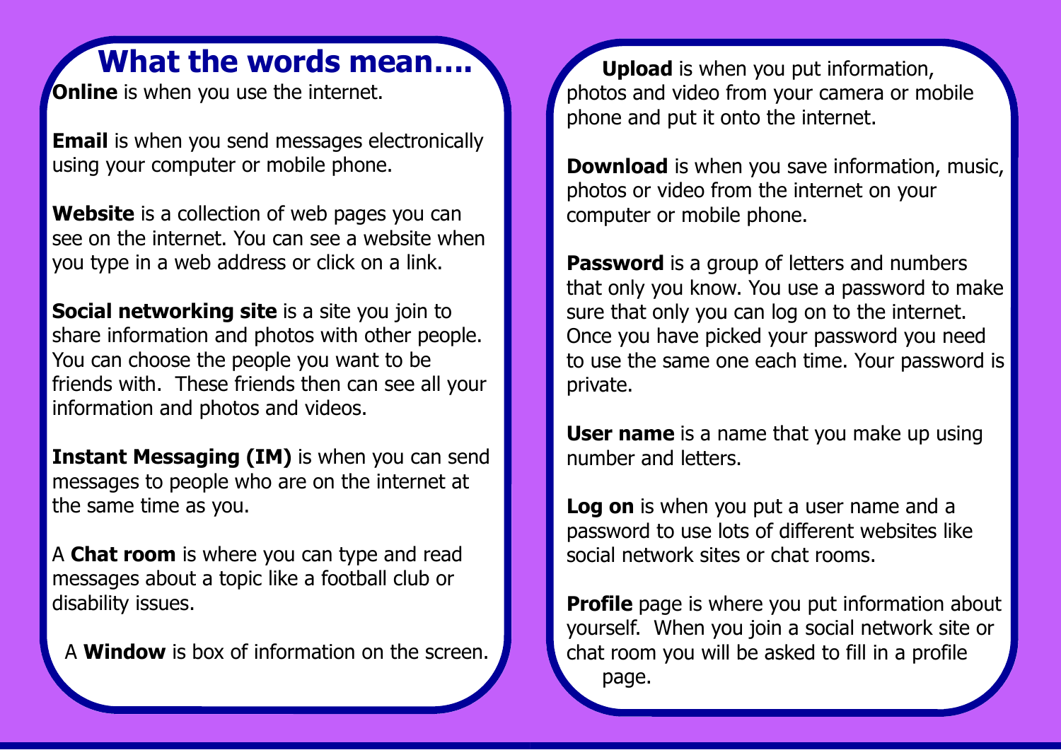# What the words mean….

**Online** is when you use the internet.

**Email** is when you send messages electronically using your computer or mobile phone.

**Website** is a collection of web pages you can see on the internet. You can see a website when you type in a web address or click on a link.

**Social networking site** is a site you join to share information and photos with other people. You can choose the people you want to be friends with. These friends then can see all your information and photos and videos.

**Instant Messaging (IM)** is when you can send messages to people who are on the internet at the same time as you.

A **Chat room** is where you can type and read messages about a topic like a football club or disability issues.

A **Window** is box of information on the screen.

**Upload** is when you put information, photos and video from your camera or mobile phone and put it onto the internet.

**Download** is when you save information, music, photos or video from the internet on your computer or mobile phone.

**Password** is a group of letters and numbers that only you know. You use a password to make sure that only you can log on to the internet. Once you have picked your password you need to use the same one each time. Your password is private.

**User name** is a name that you make up using number and letters.

**Log on** is when you put a user name and a password to use lots of different websites like social network sites or chat rooms.

**Profile** page is where you put information about yourself. When you join a social network site or chat room you will be asked to fill in a profile page.